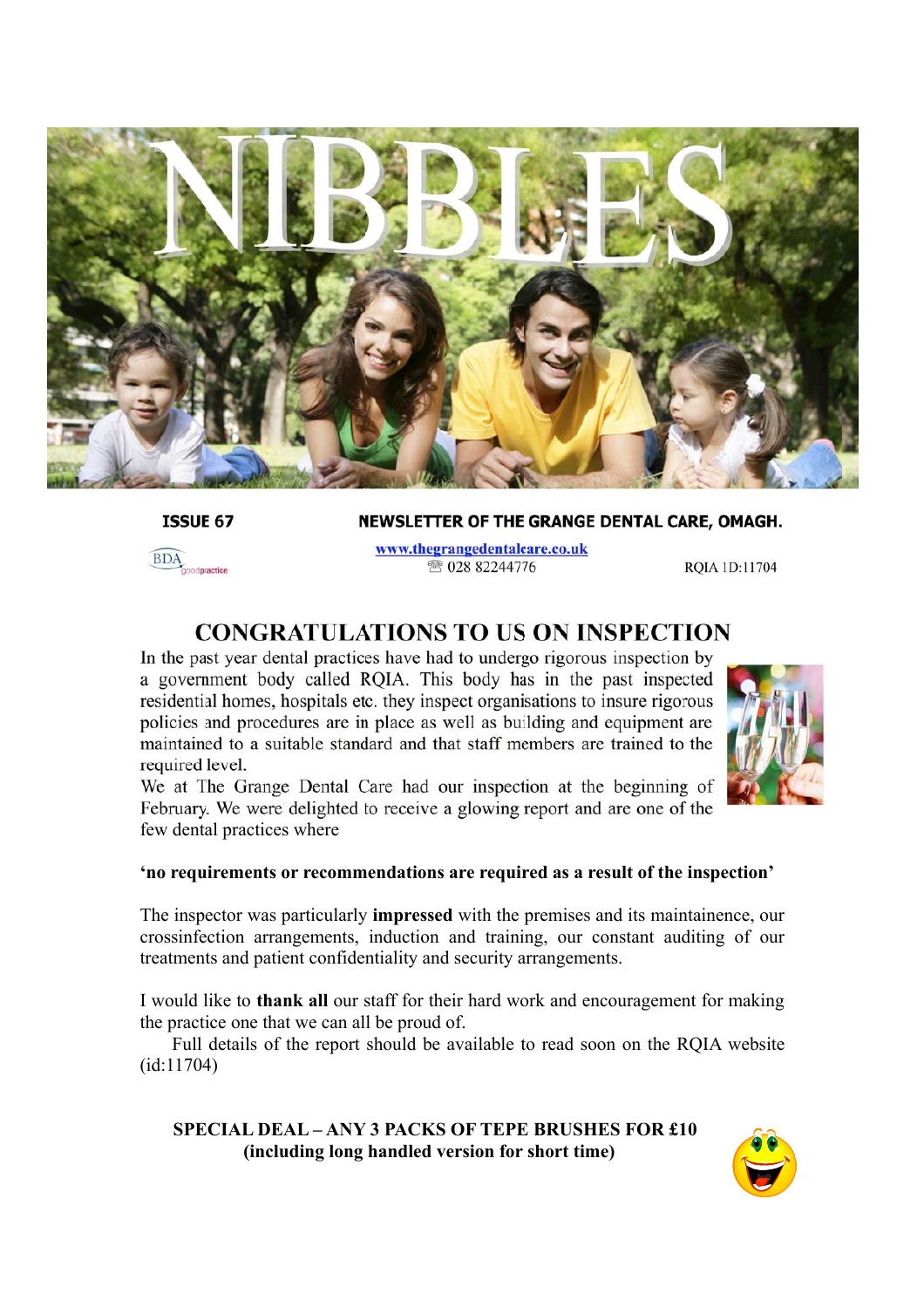# NIBBLES

**ISSUE 67** | **NEWSLETTER OF THE GRANGE DENTAL CARE, OMAGH.**

BDA goodpractice

www.thegrangedentalcare.co.uk
☎ 028 82244776

RQIA ID:11704

## CONGRATULATIONS TO US ON INSPECTION

In the past year dental practices have had to undergo rigorous inspection by a government body called RQIA. This body has in the past inspected residential homes, hospitals etc. they inspect organisations to insure rigorous policies and procedures are in place as well as building and equipment are maintained to a suitable standard and that staff members are trained to the required level.

We at The Grange Dental Care had our inspection at the beginning of February. We were delighted to receive a glowing report and are one of the few dental practices where

**'no requirements or recommendations are required as a result of the inspection'**

The inspector was particularly **impressed** with the premises and its maintainence, our crossinfection arrangements, induction and training, our constant auditing of our treatments and patient confidentiality and security arrangements.

I would like to **thank all** our staff for their hard work and encouragement for making the practice one that we can all be proud of.

Full details of the report should be available to read soon on the RQIA website (id:11704)

**SPECIAL DEAL – ANY 3 PACKS OF TEPE BRUSHES FOR £10**
**(including long handled version for short time)**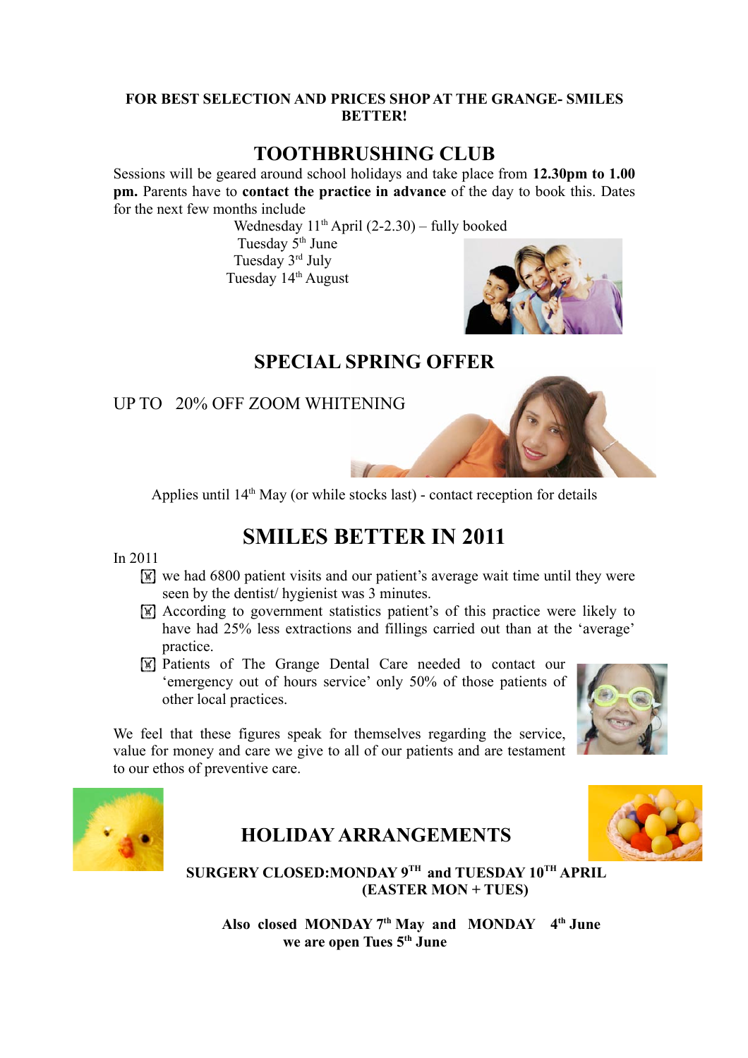**FOR BEST SELECTION AND PRICES SHOP AT THE GRANGE- SMILES BETTER!**

## TOOTHBRUSHING CLUB

Sessions will be geared around school holidays and take place from **12.30pm to 1.00 pm.** Parents have to **contact the practice in advance** of the day to book this. Dates for the next few months include

Wednesday 11th April (2-2.30) – fully booked
Tuesday 5th June
Tuesday 3rd July
Tuesday 14th August

## SPECIAL SPRING OFFER

UP TO 20% OFF ZOOM WHITENING

Applies until 14th May (or while stocks last) - contact reception for details

# SMILES BETTER IN 2011

In 2011

- we had 6800 patient visits and our patient's average wait time until they were seen by the dentist/ hygienist was 3 minutes.
- According to government statistics patient's of this practice were likely to have had 25% less extractions and fillings carried out than at the 'average' practice.
- Patients of The Grange Dental Care needed to contact our 'emergency out of hours service' only 50% of those patients of other local practices.

We feel that these figures speak for themselves regarding the service, value for money and care we give to all of our patients and are testament to our ethos of preventive care.

## HOLIDAY ARRANGEMENTS

**SURGERY CLOSED: MONDAY 9TH and TUESDAY 10TH APRIL (EASTER MON + TUES)**

**Also closed MONDAY 7th May and MONDAY 4th June we are open Tues 5th June**